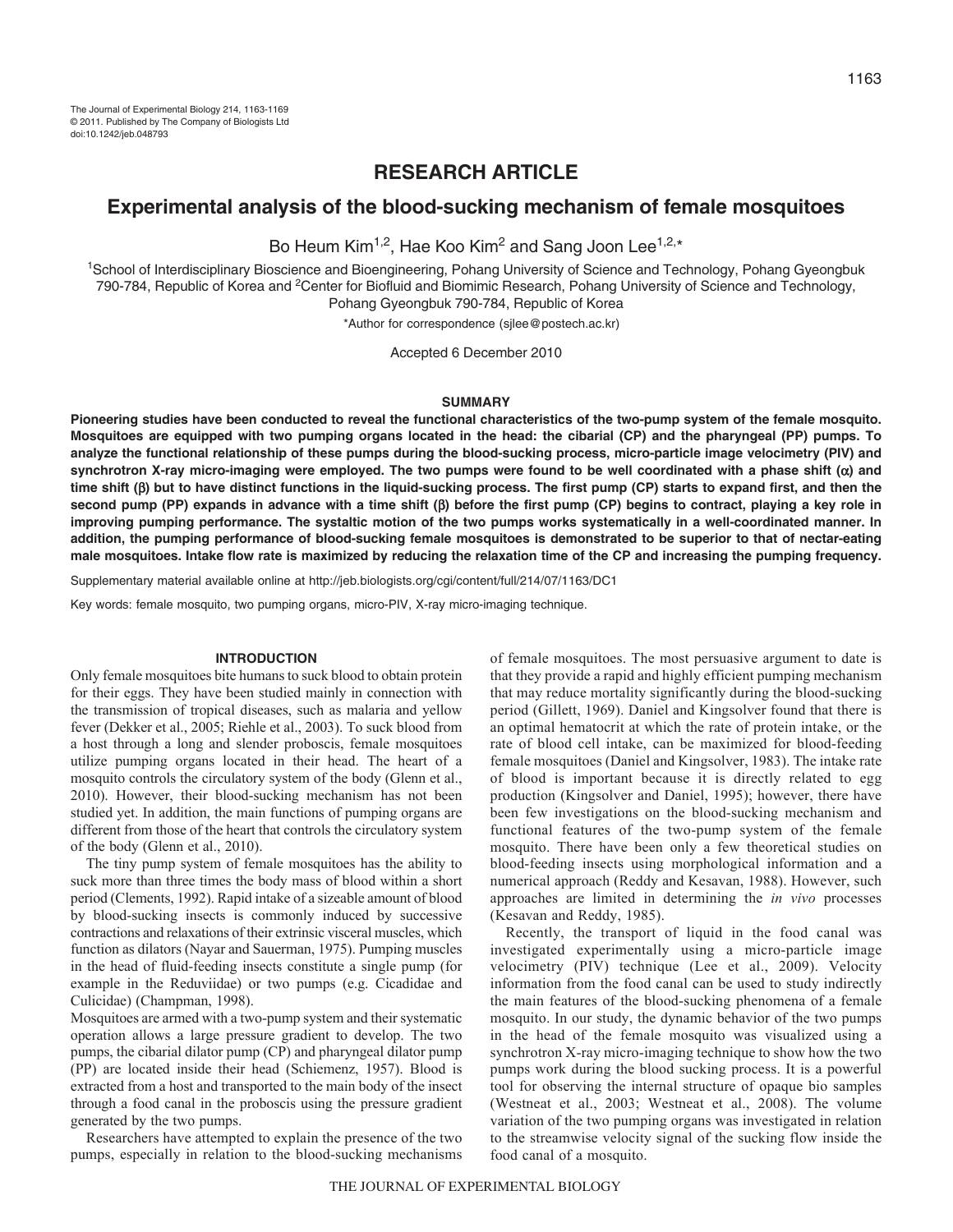RESEARCH ARTICLE

# Experimental analysis of the blood-sucking mechanism of female mosquitoes

Bo Heum Kim[1,2], Hae Koo Kim[2] and Sang Joon Lee[1,2,*]

[1]School of Interdisciplinary Bioscience and Bioengineering, Pohang University of Science and Technology, Pohang Gyeongbuk 790-784, Republic of Korea and [2]Center for Biofluid and Biomimic Research, Pohang University of Science and Technology, Pohang Gyeongbuk 790-784, Republic of Korea

*Author for correspondence (sjlee@postech.ac.kr)

Accepted 6 December 2010

## SUMMARY

**Pioneering studies have been conducted to reveal the functional characteristics of the two-pump system of the female mosquito. Mosquitoes are equipped with two pumping organs located in the head: the cibarial (CP) and the pharyngeal (PP) pumps. To analyze the functional relationship of these pumps during the blood-sucking process, micro-particle image velocimetry (PIV) and synchrotron X-ray micro-imaging were employed. The two pumps were found to be well coordinated with a phase shift (α) and time shift (β) but to have distinct functions in the liquid-sucking process. The first pump (CP) starts to expand first, and then the second pump (PP) expands in advance with a time shift (β) before the first pump (CP) begins to contract, playing a key role in improving pumping performance. The systaltic motion of the two pumps works systematically in a well-coordinated manner. In addition, the pumping performance of blood-sucking female mosquitoes is demonstrated to be superior to that of nectar-eating male mosquitoes. Intake flow rate is maximized by reducing the relaxation time of the CP and increasing the pumping frequency.**

Supplementary material available online at http://jeb.biologists.org/cgi/content/full/214/07/1163/DC1

Key words: female mosquito, two pumping organs, micro-PIV, X-ray micro-imaging technique.

## INTRODUCTION

Only female mosquitoes bite humans to suck blood to obtain protein for their eggs. They have been studied mainly in connection with the transmission of tropical diseases, such as malaria and yellow fever (Dekker et al., 2005; Riehle et al., 2003). To suck blood from a host through a long and slender proboscis, female mosquitoes utilize pumping organs located in their head. The heart of a mosquito controls the circulatory system of the body (Glenn et al., 2010). However, their blood-sucking mechanism has not been studied yet. In addition, the main functions of pumping organs are different from those of the heart that controls the circulatory system of the body (Glenn et al., 2010).

The tiny pump system of female mosquitoes has the ability to suck more than three times the body mass of blood within a short period (Clements, 1992). Rapid intake of a sizeable amount of blood by blood-sucking insects is commonly induced by successive contractions and relaxations of their extrinsic visceral muscles, which function as dilators (Nayar and Sauerman, 1975). Pumping muscles in the head of fluid-feeding insects constitute a single pump (for example in the Reduviidae) or two pumps (e.g. Cicadidae and Culicidae) (Champman, 1998).

Mosquitoes are armed with a two-pump system and their systematic operation allows a large pressure gradient to develop. The two pumps, the cibarial dilator pump (CP) and pharyngeal dilator pump (PP) are located inside their head (Schiemenz, 1957). Blood is extracted from a host and transported to the main body of the insect through a food canal in the proboscis using the pressure gradient generated by the two pumps.

Researchers have attempted to explain the presence of the two pumps, especially in relation to the blood-sucking mechanisms of female mosquitoes. The most persuasive argument to date is that they provide a rapid and highly efficient pumping mechanism that may reduce mortality significantly during the blood-sucking period (Gillett, 1969). Daniel and Kingsolver found that there is an optimal hematocrit at which the rate of protein intake, or the rate of blood cell intake, can be maximized for blood-feeding female mosquitoes (Daniel and Kingsolver, 1983). The intake rate of blood is important because it is directly related to egg production (Kingsolver and Daniel, 1995); however, there have been few investigations on the blood-sucking mechanism and functional features of the two-pump system of the female mosquito. There have been only a few theoretical studies on blood-feeding insects using morphological information and a numerical approach (Reddy and Kesavan, 1988). However, such approaches are limited in determining the *in vivo* processes (Kesavan and Reddy, 1985).

Recently, the transport of liquid in the food canal was investigated experimentally using a micro-particle image velocimetry (PIV) technique (Lee et al., 2009). Velocity information from the food canal can be used to study indirectly the main features of the blood-sucking phenomena of a female mosquito. In our study, the dynamic behavior of the two pumps in the head of the female mosquito was visualized using a synchrotron X-ray micro-imaging technique to show how the two pumps work during the blood sucking process. It is a powerful tool for observing the internal structure of opaque bio samples (Westneat et al., 2003; Westneat et al., 2008). The volume variation of the two pumping organs was investigated in relation to the streamwise velocity signal of the sucking flow inside the food canal of a mosquito.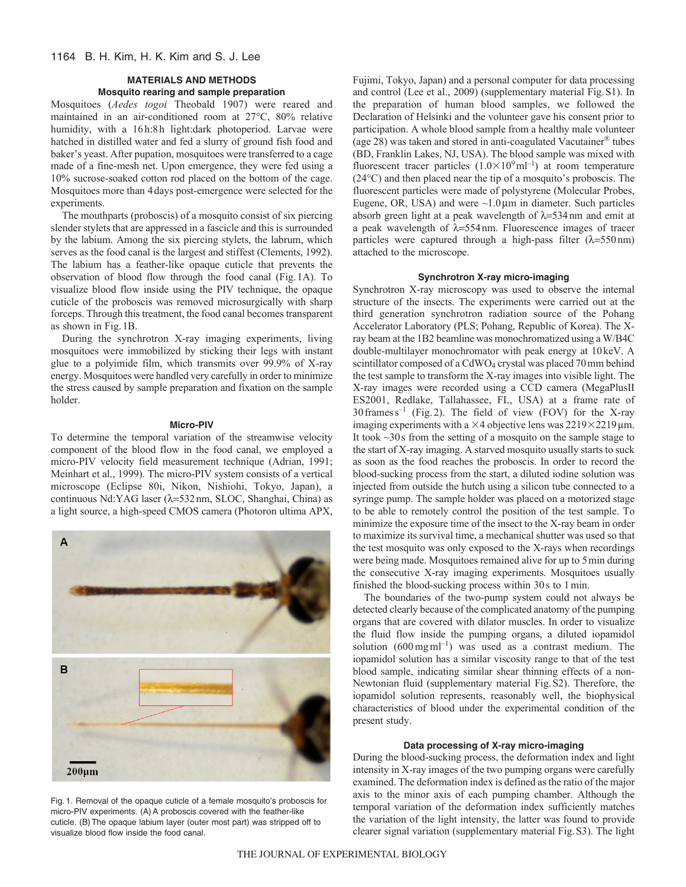## MATERIALS AND METHODS

### Mosquito rearing and sample preparation

Mosquitoes (*Aedes togoi* Theobald 1907) were reared and maintained in an air-conditioned room at 27°C, 80% relative humidity, with a 16 h:8 h light:dark photoperiod. Larvae were hatched in distilled water and fed a slurry of ground fish food and baker's yeast. After pupation, mosquitoes were transferred to a cage made of a fine-mesh net. Upon emergence, they were fed using a 10% sucrose-soaked cotton rod placed on the bottom of the cage. Mosquitoes more than 4 days post-emergence were selected for the experiments.

The mouthparts (proboscis) of a mosquito consist of six piercing slender stylets that are appressed in a fascicle and this is surrounded by the labium. Among the six piercing stylets, the labrum, which serves as the food canal is the largest and stiffest (Clements, 1992). The labium has a feather-like opaque cuticle that prevents the observation of blood flow through the food canal (Fig. 1A). To visualize blood flow inside using the PIV technique, the opaque cuticle of the proboscis was removed microsurgically with sharp forceps. Through this treatment, the food canal becomes transparent as shown in Fig. 1B.

During the synchrotron X-ray imaging experiments, living mosquitoes were immobilized by sticking their legs with instant glue to a polyimide film, which transmits over 99.9% of X-ray energy. Mosquitoes were handled very carefully in order to minimize the stress caused by sample preparation and fixation on the sample holder.

### Micro-PIV

To determine the temporal variation of the streamwise velocity component of the blood flow in the food canal, we employed a micro-PIV velocity field measurement technique (Adrian, 1991; Meinhart et al., 1999). The micro-PIV system consists of a vertical microscope (Eclipse 80i, Nikon, Nishiohi, Tokyo, Japan), a continuous Nd:YAG laser ($\lambda$=532 nm, SLOC, Shanghai, China) as a light source, a high-speed CMOS camera (Photoron ultima APX, Fujimi, Tokyo, Japan) and a personal computer for data processing and control (Lee et al., 2009) (supplementary material Fig. S1). In the preparation of human blood samples, we followed the Declaration of Helsinki and the volunteer gave his consent prior to participation. A whole blood sample from a healthy male volunteer (age 28) was taken and stored in anti-coagulated Vacutainer® tubes (BD, Franklin Lakes, NJ, USA). The blood sample was mixed with fluorescent tracer particles ($1.0\times10^{9}$ ml$^{-1}$) at room temperature (24°C) and then placed near the tip of a mosquito's proboscis. The fluorescent particles were made of polystyrene (Molecular Probes, Eugene, OR, USA) and were ~1.0 μm in diameter. Such particles absorb green light at a peak wavelength of $\lambda$=534 nm and emit at a peak wavelength of $\lambda$=554 nm. Fluorescence images of tracer particles were captured through a high-pass filter ($\lambda$=550 nm) attached to the microscope.

Fig. 1. Removal of the opaque cuticle of a female mosquito's proboscis for micro-PIV experiments. (A) A proboscis covered with the feather-like cuticle. (B) The opaque labium layer (outer most part) was stripped off to visualize blood flow inside the food canal.

### Synchrotron X-ray micro-imaging

Synchrotron X-ray microscopy was used to observe the internal structure of the insects. The experiments were carried out at the third generation synchrotron radiation source of the Pohang Accelerator Laboratory (PLS; Pohang, Republic of Korea). The X-ray beam at the 1B2 beamline was monochromatized using a W/B4C double-multilayer monochromator with peak energy at 10 keV. A scintillator composed of a $CdWO_4$ crystal was placed 70 mm behind the test sample to transform the X-ray images into visible light. The X-ray images were recorded using a CCD camera (MegaPlusII ES2001, Redlake, Tallahassee, FL, USA) at a frame rate of 30 frames s$^{-1}$ (Fig. 2). The field of view (FOV) for the X-ray imaging experiments with a ×4 objective lens was 2219×2219 μm. It took ~30 s from the setting of a mosquito on the sample stage to the start of X-ray imaging. A starved mosquito usually starts to suck as soon as the food reaches the proboscis. In order to record the blood-sucking process from the start, a diluted iodine solution was injected from outside the hutch using a silicon tube connected to a syringe pump. The sample holder was placed on a motorized stage to be able to remotely control the position of the test sample. To minimize the exposure time of the insect to the X-ray beam in order to maximize its survival time, a mechanical shutter was used so that the test mosquito was only exposed to the X-rays when recordings were being made. Mosquitoes remained alive for up to 5 min during the consecutive X-ray imaging experiments. Mosquitoes usually finished the blood-sucking process within 30 s to 1 min.

The boundaries of the two-pump system could not always be detected clearly because of the complicated anatomy of the pumping organs that are covered with dilator muscles. In order to visualize the fluid flow inside the pumping organs, a diluted iopamidol solution (600 mg ml$^{-1}$) was used as a contrast medium. The iopamidol solution has a similar viscosity range to that of the test blood sample, indicating similar shear thinning effects of a non-Newtonian fluid (supplementary material Fig. S2). Therefore, the iopamidol solution represents, reasonably well, the biophysical characteristics of blood under the experimental condition of the present study.

### Data processing of X-ray micro-imaging

During the blood-sucking process, the deformation index and light intensity in X-ray images of the two pumping organs were carefully examined. The deformation index is defined as the ratio of the major axis to the minor axis of each pumping chamber. Although the temporal variation of the deformation index sufficiently matches the variation of the light intensity, the latter was found to provide clearer signal variation (supplementary material Fig. S3). The light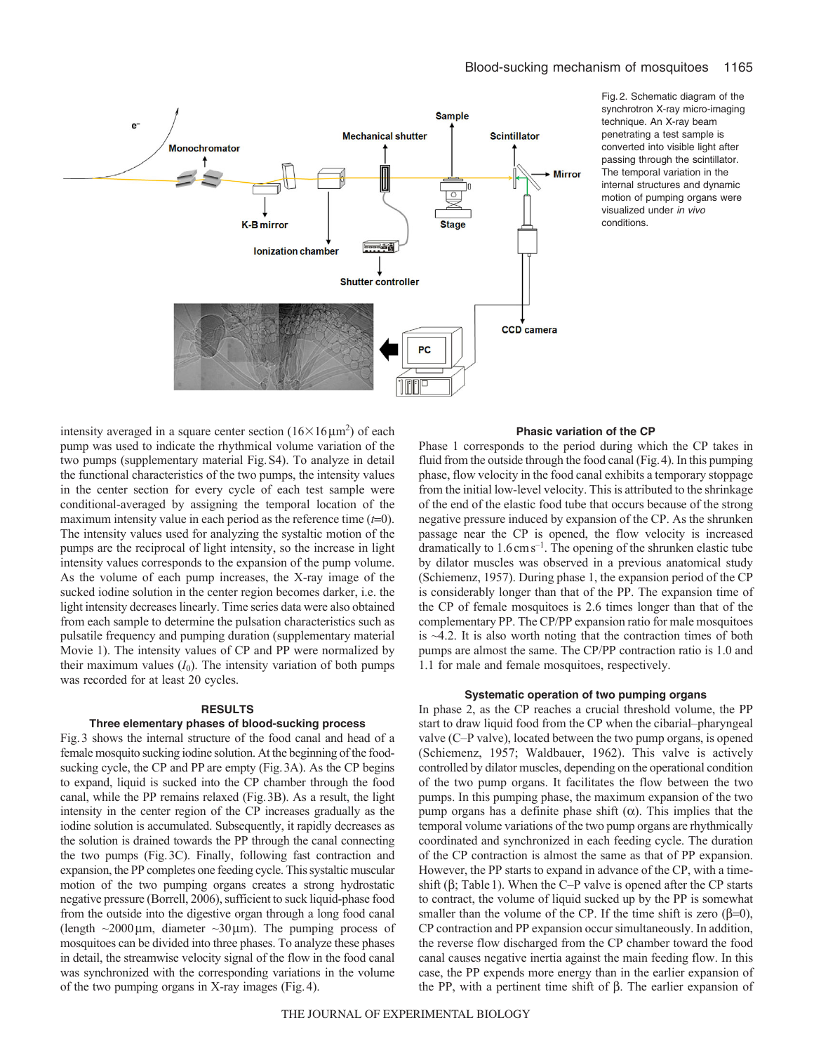Fig. 2. Schematic diagram of the synchrotron X-ray micro-imaging technique. An X-ray beam penetrating a test sample is converted into visible light after passing through the scintillator. The temporal variation in the internal structures and dynamic motion of pumping organs were visualized under *in vivo* conditions.

intensity averaged in a square center section (16×16 μm$^2$) of each pump was used to indicate the rhythmical volume variation of the two pumps (supplementary material Fig. S4). To analyze in detail the functional characteristics of the two pumps, the intensity values in the center section for every cycle of each test sample were conditional-averaged by assigning the temporal location of the maximum intensity value in each period as the reference time ($t$=0). The intensity values used for analyzing the systaltic motion of the pumps are the reciprocal of light intensity, so the increase in light intensity values corresponds to the expansion of the pump volume. As the volume of each pump increases, the X-ray image of the sucked iodine solution in the center region becomes darker, i.e. the light intensity decreases linearly. Time series data were also obtained from each sample to determine the pulsation characteristics such as pulsatile frequency and pumping duration (supplementary material Movie 1). The intensity values of CP and PP were normalized by their maximum values ($I_0$). The intensity variation of both pumps was recorded for at least 20 cycles.

## RESULTS

### Three elementary phases of blood-sucking process

Fig. 3 shows the internal structure of the food canal and head of a female mosquito sucking iodine solution. At the beginning of the food-sucking cycle, the CP and PP are empty (Fig. 3A). As the CP begins to expand, liquid is sucked into the CP chamber through the food canal, while the PP remains relaxed (Fig. 3B). As a result, the light intensity in the center region of the CP increases gradually as the iodine solution is accumulated. Subsequently, it rapidly decreases as the solution is drained towards the PP through the canal connecting the two pumps (Fig. 3C). Finally, following fast contraction and expansion, the PP completes one feeding cycle. This systaltic muscular motion of the two pumping organs creates a strong hydrostatic negative pressure (Borrell, 2006), sufficient to suck liquid-phase food from the outside into the digestive organ through a long food canal (length ~2000 μm, diameter ~30 μm). The pumping process of mosquitoes can be divided into three phases. To analyze these phases in detail, the streamwise velocity signal of the flow in the food canal was synchronized with the corresponding variations in the volume of the two pumping organs in X-ray images (Fig. 4).

### Phasic variation of the CP

Phase 1 corresponds to the period during which the CP takes in fluid from the outside through the food canal (Fig. 4). In this pumping phase, flow velocity in the food canal exhibits a temporary stoppage from the initial low-level velocity. This is attributed to the shrinkage of the end of the elastic food tube that occurs because of the strong negative pressure induced by expansion of the CP. As the shrunken passage near the CP is opened, the flow velocity is increased dramatically to 1.6 cm s$^{-1}$. The opening of the shrunken elastic tube by dilator muscles was observed in a previous anatomical study (Schiemenz, 1957). During phase 1, the expansion period of the CP is considerably longer than that of the PP. The expansion time of the CP of female mosquitoes is 2.6 times longer than that of the complementary PP. The CP/PP expansion ratio for male mosquitoes is ~4.2. It is also worth noting that the contraction times of both pumps are almost the same. The CP/PP contraction ratio is 1.0 and 1.1 for male and female mosquitoes, respectively.

### Systematic operation of two pumping organs

In phase 2, as the CP reaches a crucial threshold volume, the PP start to draw liquid food from the CP when the cibarial–pharyngeal valve (C–P valve), located between the two pump organs, is opened (Schiemenz, 1957; Waldbauer, 1962). This valve is actively controlled by dilator muscles, depending on the operational condition of the two pump organs. It facilitates the flow between the two pumps. In this pumping phase, the maximum expansion of the two pump organs has a definite phase shift (α). This implies that the temporal volume variations of the two pump organs are rhythmically coordinated and synchronized in each feeding cycle. The duration of the CP contraction is almost the same as that of PP expansion. However, the PP starts to expand in advance of the CP, with a time-shift (β; Table 1). When the C–P valve is opened after the CP starts to contract, the volume of liquid sucked up by the PP is somewhat smaller than the volume of the CP. If the time shift is zero (β=0), CP contraction and PP expansion occur simultaneously. In addition, the reverse flow discharged from the CP chamber toward the food canal causes negative inertia against the main feeding flow. In this case, the PP expends more energy than in the earlier expansion of the PP, with a pertinent time shift of β. The earlier expansion of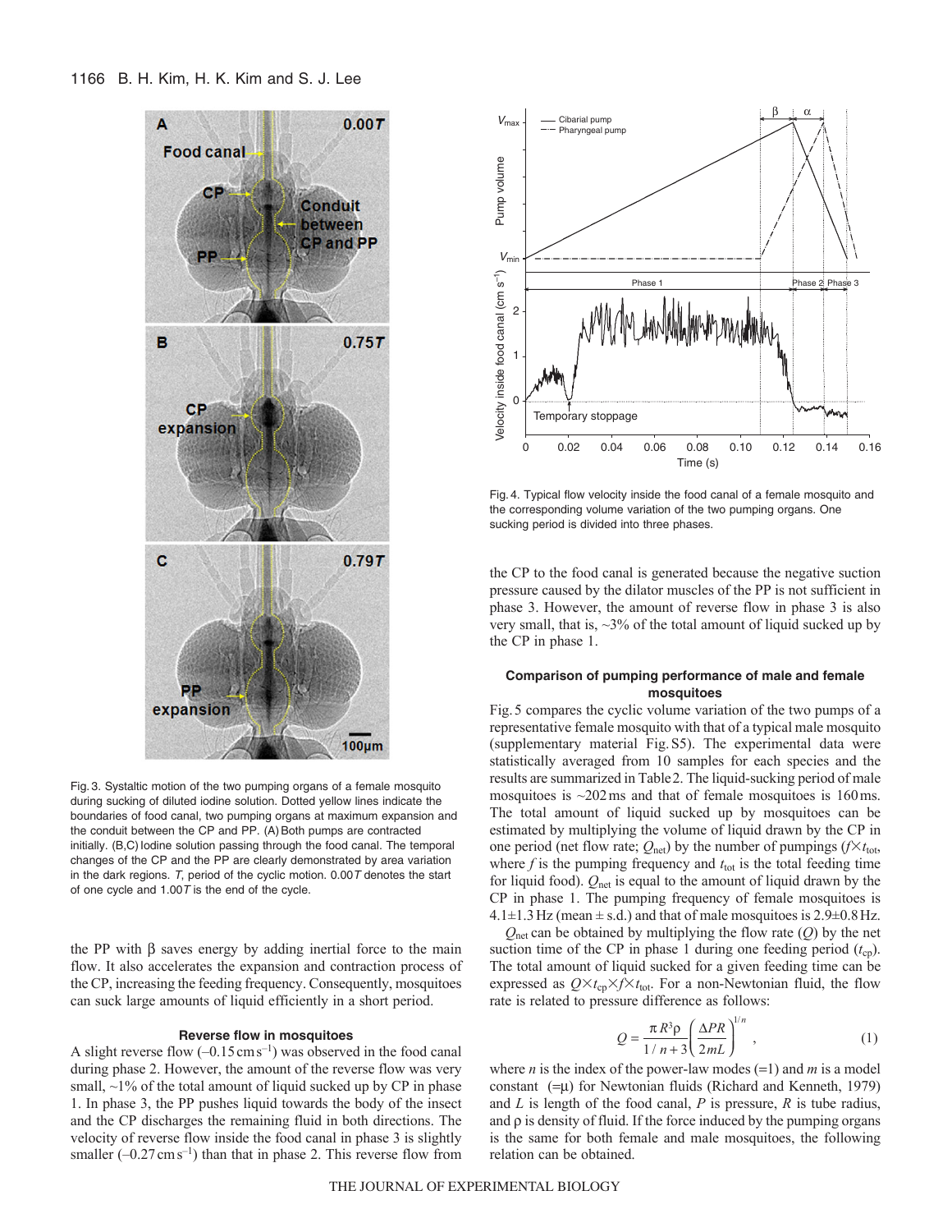Fig. 3. Systaltic motion of the two pumping organs of a female mosquito during sucking of diluted iodine solution. Dotted yellow lines indicate the boundaries of food canal, two pumping organs at maximum expansion and the conduit between the CP and PP. (A) Both pumps are contracted initially. (B,C) Iodine solution passing through the food canal. The temporal changes of the CP and the PP are clearly demonstrated by area variation in the dark regions. *T*, period of the cyclic motion. 0.00*T* denotes the start of one cycle and 1.00*T* is the end of the cycle.

the PP with β saves energy by adding inertial force to the main flow. It also accelerates the expansion and contraction process of the CP, increasing the feeding frequency. Consequently, mosquitoes can suck large amounts of liquid efficiently in a short period.

### Reverse flow in mosquitoes

A slight reverse flow ($-0.15\,\mathrm{cm\,s^{-1}}$) was observed in the food canal during phase 2. However, the amount of the reverse flow was very small, ~1% of the total amount of liquid sucked up by CP in phase 1. In phase 3, the PP pushes liquid towards the body of the insect and the CP discharges the remaining fluid in both directions. The velocity of reverse flow inside the food canal in phase 3 is slightly smaller ($-0.27\,\mathrm{cm\,s^{-1}}$) than that in phase 2. This reverse flow from the CP to the food canal is generated because the negative suction pressure caused by the dilator muscles of the PP is not sufficient in phase 3. However, the amount of reverse flow in phase 3 is also very small, that is, ~3% of the total amount of liquid sucked up by the CP in phase 1.

Fig. 4. Typical flow velocity inside the food canal of a female mosquito and the corresponding volume variation of the two pumping organs. One sucking period is divided into three phases.

### Comparison of pumping performance of male and female mosquitoes

Fig. 5 compares the cyclic volume variation of the two pumps of a representative female mosquito with that of a typical male mosquito (supplementary material Fig. S5). The experimental data were statistically averaged from 10 samples for each species and the results are summarized in Table 2. The liquid-sucking period of male mosquitoes is ~202 ms and that of female mosquitoes is 160 ms. The total amount of liquid sucked up by mosquitoes can be estimated by multiplying the volume of liquid drawn by the CP in one period (net flow rate; $Q_{net}$) by the number of pumpings ($f \times t_{tot}$, where $f$ is the pumping frequency and $t_{tot}$ is the total feeding time for liquid food). $Q_{net}$ is equal to the amount of liquid drawn by the CP in phase 1. The pumping frequency of female mosquitoes is $4.1 \pm 1.3$ Hz (mean ± s.d.) and that of male mosquitoes is $2.9 \pm 0.8$ Hz.

$Q_{net}$ can be obtained by multiplying the flow rate ($Q$) by the net suction time of the CP in phase 1 during one feeding period ($t_{cp}$). The total amount of liquid sucked for a given feeding time can be expressed as $Q \times t_{cp} \times f \times t_{tot}$. For a non-Newtonian fluid, the flow rate is related to pressure difference as follows:

$$Q = \frac{\pi R^3 \rho}{1/n + 3} \left( \frac{\Delta PR}{2mL} \right)^{1/n}, \tag{1}$$

where $n$ is the index of the power-law modes (=1) and $m$ is a model constant (=μ) for Newtonian fluids (Richard and Kenneth, 1979) and $L$ is length of the food canal, $P$ is pressure, $R$ is tube radius, and ρ is density of fluid. If the force induced by the pumping organs is the same for both female and male mosquitoes, the following relation can be obtained.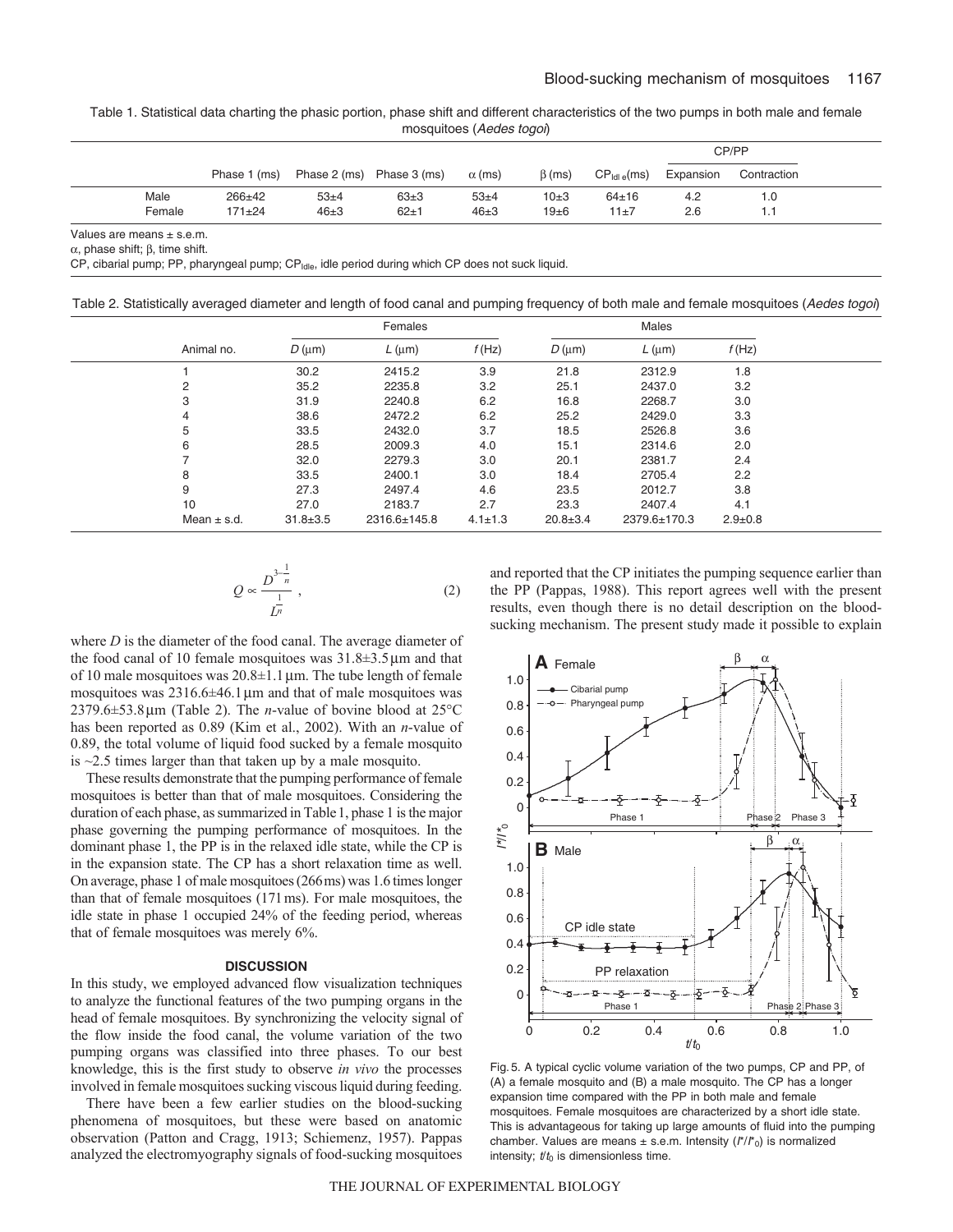Table 1. Statistical data charting the phasic portion, phase shift and different characteristics of the two pumps in both male and female mosquitoes (*Aedes togoi*)

| | Phase 1 (ms) | Phase 2 (ms) | Phase 3 (ms) | $\alpha$ (ms) | $\beta$ (ms) | $CP_{Idle}$(ms) | CP/PP | |
|---|---|---|---|---|---|---|---|---|
| | | | | | | | Expansion | Contraction |
| Male | 266±42 | 53±4 | 63±3 | 53±4 | 10±3 | 64±16 | 4.2 | 1.0 |
| Female | 171±24 | 46±3 | 62±1 | 46±3 | 19±6 | 11±7 | 2.6 | 1.1 |

Values are means ± s.e.m.

$\alpha$, phase shift; $\beta$, time shift.

CP, cibarial pump; PP, pharyngeal pump; $CP_{Idle}$, idle period during which CP does not suck liquid.

Table 2. Statistically averaged diameter and length of food canal and pumping frequency of both male and female mosquitoes (*Aedes togoi*)

| | Females | | | Males | | |
|---|---|---|---|---|---|---|
| Animal no. | $D$ (μm) | $L$ (μm) | $f$ (Hz) | $D$ (μm) | $L$ (μm) | $f$ (Hz) |
| 1 | 30.2 | 2415.2 | 3.9 | 21.8 | 2312.9 | 1.8 |
| 2 | 35.2 | 2235.8 | 3.2 | 25.1 | 2437.0 | 3.2 |
| 3 | 31.9 | 2240.8 | 6.2 | 16.8 | 2268.7 | 3.0 |
| 4 | 38.6 | 2472.2 | 6.2 | 25.2 | 2429.0 | 3.3 |
| 5 | 33.5 | 2432.0 | 3.7 | 18.5 | 2526.8 | 3.6 |
| 6 | 28.5 | 2009.3 | 4.0 | 15.1 | 2314.6 | 2.0 |
| 7 | 32.0 | 2279.3 | 3.0 | 20.1 | 2381.7 | 2.4 |
| 8 | 33.5 | 2400.1 | 3.0 | 18.4 | 2705.4 | 2.2 |
| 9 | 27.3 | 2497.4 | 4.6 | 23.5 | 2012.7 | 3.8 |
| 10 | 27.0 | 2183.7 | 2.7 | 23.3 | 2407.4 | 4.1 |
| Mean ± s.d. | 31.8±3.5 | 2316.6±145.8 | 4.1±1.3 | 20.8±3.4 | 2379.6±170.3 | 2.9±0.8 |

$$Q \propto \frac{D^{3-\frac{1}{n}}}{L^{\frac{1}{n}}}\,, \qquad (2)$$

where $D$ is the diameter of the food canal. The average diameter of the food canal of 10 female mosquitoes was 31.8±3.5 μm and that of 10 male mosquitoes was 20.8±1.1 μm. The tube length of female mosquitoes was 2316.6±46.1 μm and that of male mosquitoes was 2379.6±53.8 μm (Table 2). The $n$-value of bovine blood at 25°C has been reported as 0.89 (Kim et al., 2002). With an $n$-value of 0.89, the total volume of liquid food sucked by a female mosquito is ~2.5 times larger than that taken up by a male mosquito.

These results demonstrate that the pumping performance of female mosquitoes is better than that of male mosquitoes. Considering the duration of each phase, as summarized in Table 1, phase 1 is the major phase governing the pumping performance of mosquitoes. In the dominant phase 1, the PP is in the relaxed idle state, while the CP is in the expansion state. The CP has a short relaxation time as well. On average, phase 1 of male mosquitoes (266 ms) was 1.6 times longer than that of female mosquitoes (171 ms). For male mosquitoes, the idle state in phase 1 occupied 24% of the feeding period, whereas that of female mosquitoes was merely 6%.

## DISCUSSION

In this study, we employed advanced flow visualization techniques to analyze the functional features of the two pumping organs in the head of female mosquitoes. By synchronizing the velocity signal of the flow inside the food canal, the volume variation of the two pumping organs was classified into three phases. To our best knowledge, this is the first study to observe *in vivo* the processes involved in female mosquitoes sucking viscous liquid during feeding.

There have been a few earlier studies on the blood-sucking phenomena of mosquitoes, but these were based on anatomic observation (Patton and Cragg, 1913; Schiemenz, 1957). Pappas analyzed the electromyography signals of food-sucking mosquitoes and reported that the CP initiates the pumping sequence earlier than the PP (Pappas, 1988). This report agrees well with the present results, even though there is no detail description on the blood-sucking mechanism. The present study made it possible to explain

Fig. 5. A typical cyclic volume variation of the two pumps, CP and PP, of (A) a female mosquito and (B) a male mosquito. The CP has a longer expansion time compared with the PP in both male and female mosquitoes. Female mosquitoes are characterized by a short idle state. This is advantageous for taking up large amounts of fluid into the pumping chamber. Values are means ± s.e.m. Intensity ($I^*/I^*_0$) is normalized intensity; $t/t_0$ is dimensionless time.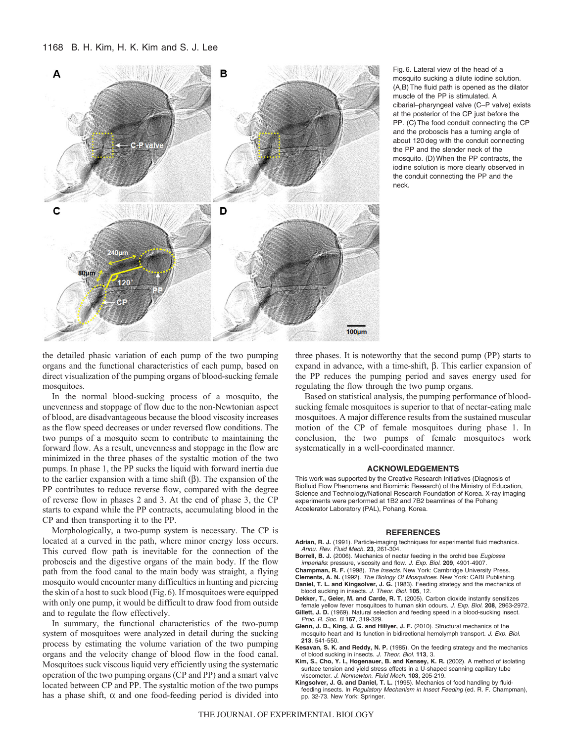Fig. 6. Lateral view of the head of a mosquito sucking a dilute iodine solution. (A,B) The fluid path is opened as the dilator muscle of the PP is stimulated. A cibarial–pharyngeal valve (C–P valve) exists at the posterior of the CP just before the PP. (C) The food conduit connecting the CP and the proboscis has a turning angle of about 120 deg with the conduit connecting the PP and the slender neck of the mosquito. (D) When the PP contracts, the iodine solution is more clearly observed in the conduit connecting the PP and the neck.

the detailed phasic variation of each pump of the two pumping organs and the functional characteristics of each pump, based on direct visualization of the pumping organs of blood-sucking female mosquitoes.

In the normal blood-sucking process of a mosquito, the unevenness and stoppage of flow due to the non-Newtonian aspect of blood, are disadvantageous because the blood viscosity increases as the flow speed decreases or under reversed flow conditions. The two pumps of a mosquito seem to contribute to maintaining the forward flow. As a result, unevenness and stoppage in the flow are minimized in the three phases of the systaltic motion of the two pumps. In phase 1, the PP sucks the liquid with forward inertia due to the earlier expansion with a time shift (β). The expansion of the PP contributes to reduce reverse flow, compared with the degree of reverse flow in phases 2 and 3. At the end of phase 3, the CP starts to expand while the PP contracts, accumulating blood in the CP and then transporting it to the PP.

Morphologically, a two-pump system is necessary. The CP is located at a curved in the path, where minor energy loss occurs. This curved flow path is inevitable for the connection of the proboscis and the digestive organs of the main body. If the flow path from the food canal to the main body was straight, a flying mosquito would encounter many difficulties in hunting and piercing the skin of a host to suck blood (Fig. 6). If mosquitoes were equipped with only one pump, it would be difficult to draw food from outside and to regulate the flow effectively.

In summary, the functional characteristics of the two-pump system of mosquitoes were analyzed in detail during the sucking process by estimating the volume variation of the two pumping organs and the velocity change of blood flow in the food canal. Mosquitoes suck viscous liquid very efficiently using the systematic operation of the two pumping organs (CP and PP) and a smart valve located between CP and PP. The systaltic motion of the two pumps has a phase shift, α and one food-feeding period is divided into three phases. It is noteworthy that the second pump (PP) starts to expand in advance, with a time-shift, β. This earlier expansion of the PP reduces the pumping period and saves energy used for regulating the flow through the two pump organs.

Based on statistical analysis, the pumping performance of blood-sucking female mosquitoes is superior to that of nectar-eating male mosquitoes. A major difference results from the sustained muscular motion of the CP of female mosquitoes during phase 1. In conclusion, the two pumps of female mosquitoes work systematically in a well-coordinated manner.

## ACKNOWLEDGEMENTS

This work was supported by the Creative Research Initiatives (Diagnosis of Biofluid Flow Phenomena and Biomimic Research) of the Ministry of Education, Science and Technology/National Research Foundation of Korea. X-ray imaging experiments were performed at 1B2 and 7B2 beamlines of the Pohang Accelerator Laboratory (PAL), Pohang, Korea.

## REFERENCES

**Adrian, R. J.** (1991). Particle-imaging techniques for experimental fluid mechanics. *Annu. Rev. Fluid Mech.* **23**, 261-304.

**Borrell, B. J.** (2006). Mechanics of nectar feeding in the orchid bee *Euglossa imperialis*: pressure, viscosity and flow. *J. Exp. Biol.* **209**, 4901-4907.

**Champman, R. F.** (1998). *The Insects.* New York: Cambridge University Press.

**Clements, A. N.** (1992). *The Biology Of Mosquitoes.* New York: CABI Publishing.

**Daniel, T. L. and Kingsolver, J. G.** (1983). Feeding strategy and the mechanics of blood sucking in insects. *J. Theor. Biol.* **105**, 12.

**Dekker, T., Geier, M. and Carde, R. T.** (2005). Carbon dioxide instantly sensitizes female yellow fever mosquitoes to human skin odours. *J. Exp. Biol.* **208**, 2963-2972.

**Gillett, J. D.** (1969). Natural selection and feeding speed in a blood-sucking insect. *Proc. R. Soc. B* **167**, 319-329.

**Glenn, J. D., King, J. G. and Hillyer, J. F.** (2010). Structural mechanics of the mosquito heart and its function in bidirectional hemolymph transport. *J. Exp. Biol.* **213**, 541-550.

**Kesavan, S. K. and Reddy, N. P.** (1985). On the feeding strategy and the mechanics of blood sucking in insects. *J. Theor. Biol.* **113**, 3.

**Kim, S., Cho, Y. I., Hogenauer, B. and Kensey, K. R.** (2002). A method of isolating surface tension and yield stress effects in a U-shaped scanning capillary tube viscometer. *J. Nonnewton. Fluid Mech.* **103**, 205-219.

**Kingsolver, J. G. and Daniel, T. L.** (1995). Mechanics of food handling by fluid-feeding insects. In *Regulatory Mechanism in Insect Feeding* (ed. R. F. Champman), pp. 32-73. New York: Springer.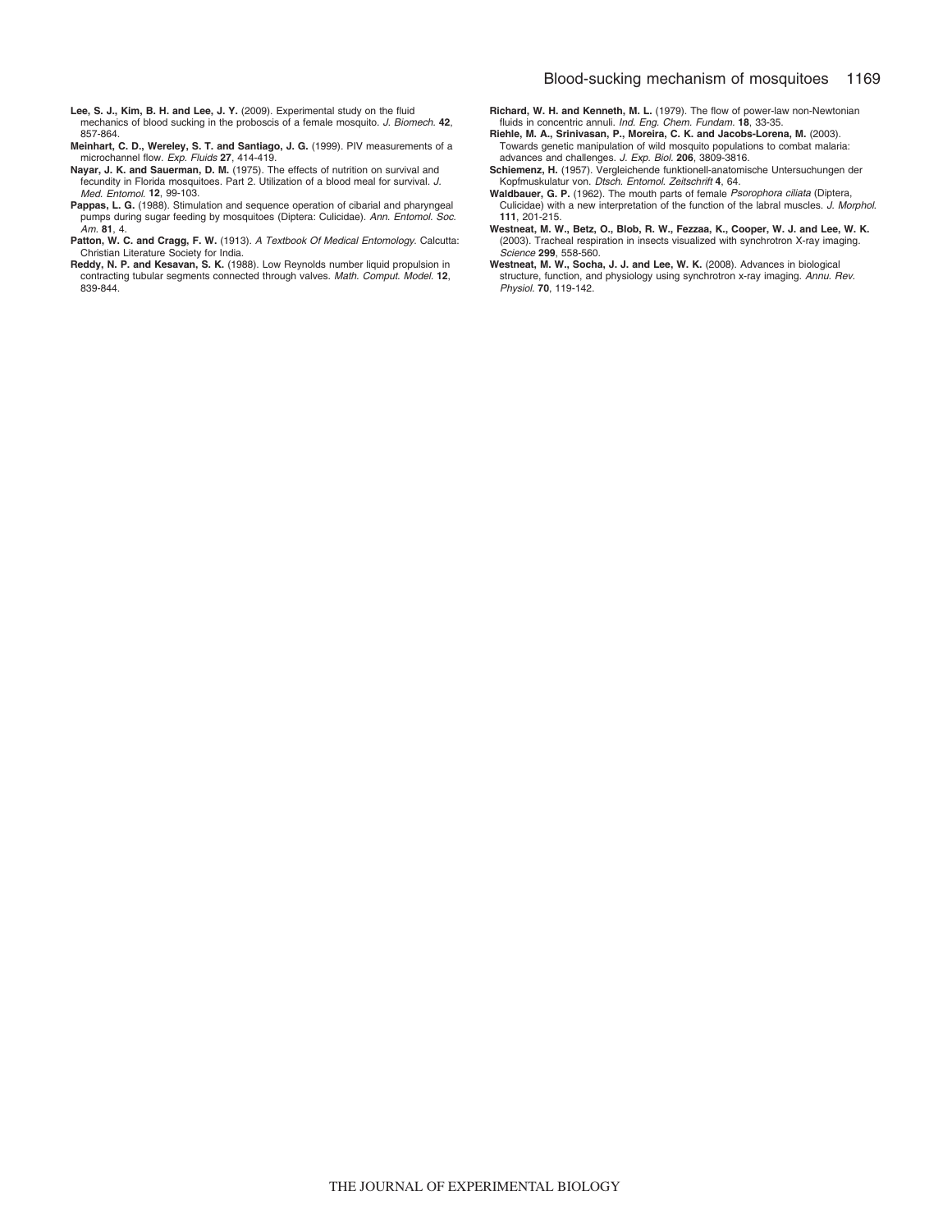**Lee, S. J., Kim, B. H. and Lee, J. Y.** (2009). Experimental study on the fluid mechanics of blood sucking in the proboscis of a female mosquito. *J. Biomech.* **42**, 857-864.

**Meinhart, C. D., Wereley, S. T. and Santiago, J. G.** (1999). PIV measurements of a microchannel flow. *Exp. Fluids* **27**, 414-419.

**Nayar, J. K. and Sauerman, D. M.** (1975). The effects of nutrition on survival and fecundity in Florida mosquitoes. Part 2. Utilization of a blood meal for survival. *J. Med. Entomol.* **12**, 99-103.

**Pappas, L. G.** (1988). Stimulation and sequence operation of cibarial and pharyngeal pumps during sugar feeding by mosquitoes (Diptera: Culicidae). *Ann. Entomol. Soc. Am.* **81**, 4.

**Patton, W. C. and Cragg, F. W.** (1913). *A Textbook Of Medical Entomology*. Calcutta: Christian Literature Society for India.

**Reddy, N. P. and Kesavan, S. K.** (1988). Low Reynolds number liquid propulsion in contracting tubular segments connected through valves. *Math. Comput. Model.* **12**, 839-844.

**Richard, W. H. and Kenneth, M. L.** (1979). The flow of power-law non-Newtonian fluids in concentric annuli. *Ind. Eng. Chem. Fundam.* **18**, 33-35.

**Riehle, M. A., Srinivasan, P., Moreira, C. K. and Jacobs-Lorena, M.** (2003). Towards genetic manipulation of wild mosquito populations to combat malaria: advances and challenges. *J. Exp. Biol.* **206**, 3809-3816.

**Schiemenz, H.** (1957). Vergleichende funktionell-anatomische Untersuchungen der Kopfmuskulatur von. *Dtsch. Entomol. Zeitschrift* **4**, 64.

**Waldbauer, G. P.** (1962). The mouth parts of female *Psorophora ciliata* (Diptera, Culicidae) with a new interpretation of the function of the labral muscles. *J. Morphol.* **111**, 201-215.

**Westneat, M. W., Betz, O., Blob, R. W., Fezzaa, K., Cooper, W. J. and Lee, W. K.** (2003). Tracheal respiration in insects visualized with synchrotron X-ray imaging. *Science* **299**, 558-560.

**Westneat, M. W., Socha, J. J. and Lee, W. K.** (2008). Advances in biological structure, function, and physiology using synchrotron x-ray imaging. *Annu. Rev. Physiol.* **70**, 119-142.